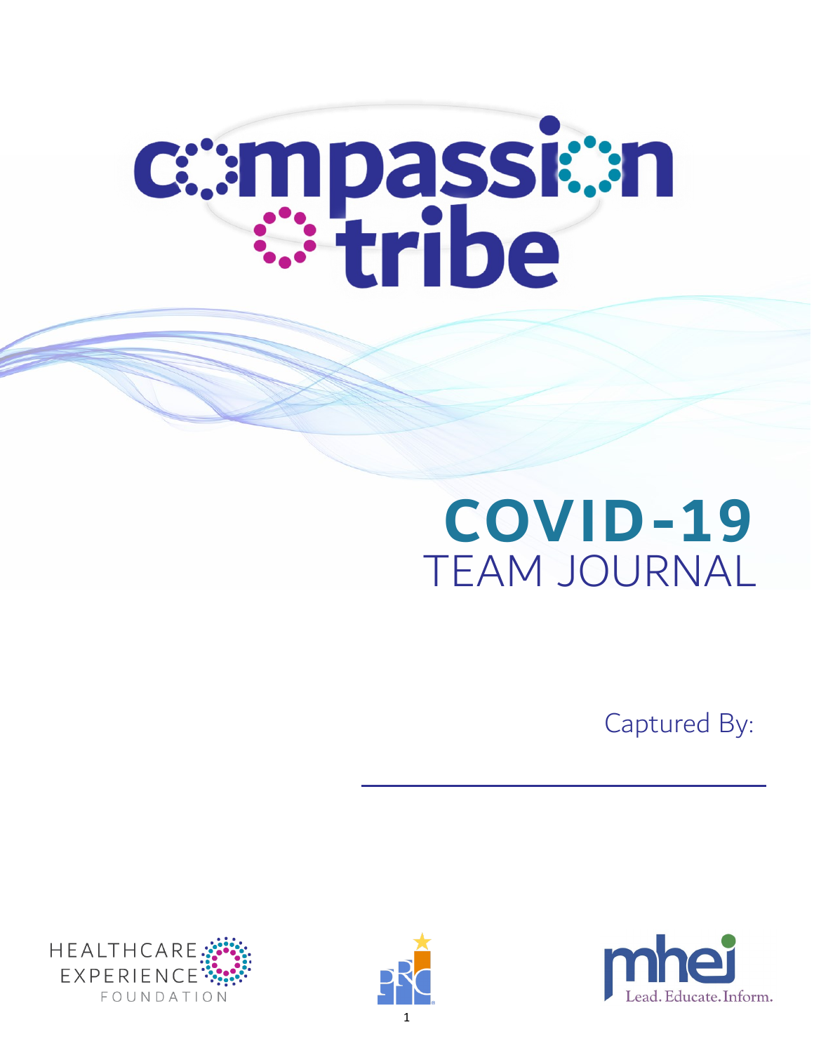# compassion tribe

# COVID-19
## TEAM JOURNAL

Captured By:

\_\_\_\_\_\_\_\_\_\_\_\_\_\_\_\_\_\_\_\_\_\_\_\_\_\_\_\_\_\_

HEALTHCARE EXPERIENCE FOUNDATION

mhei Lead. Educate. Inform.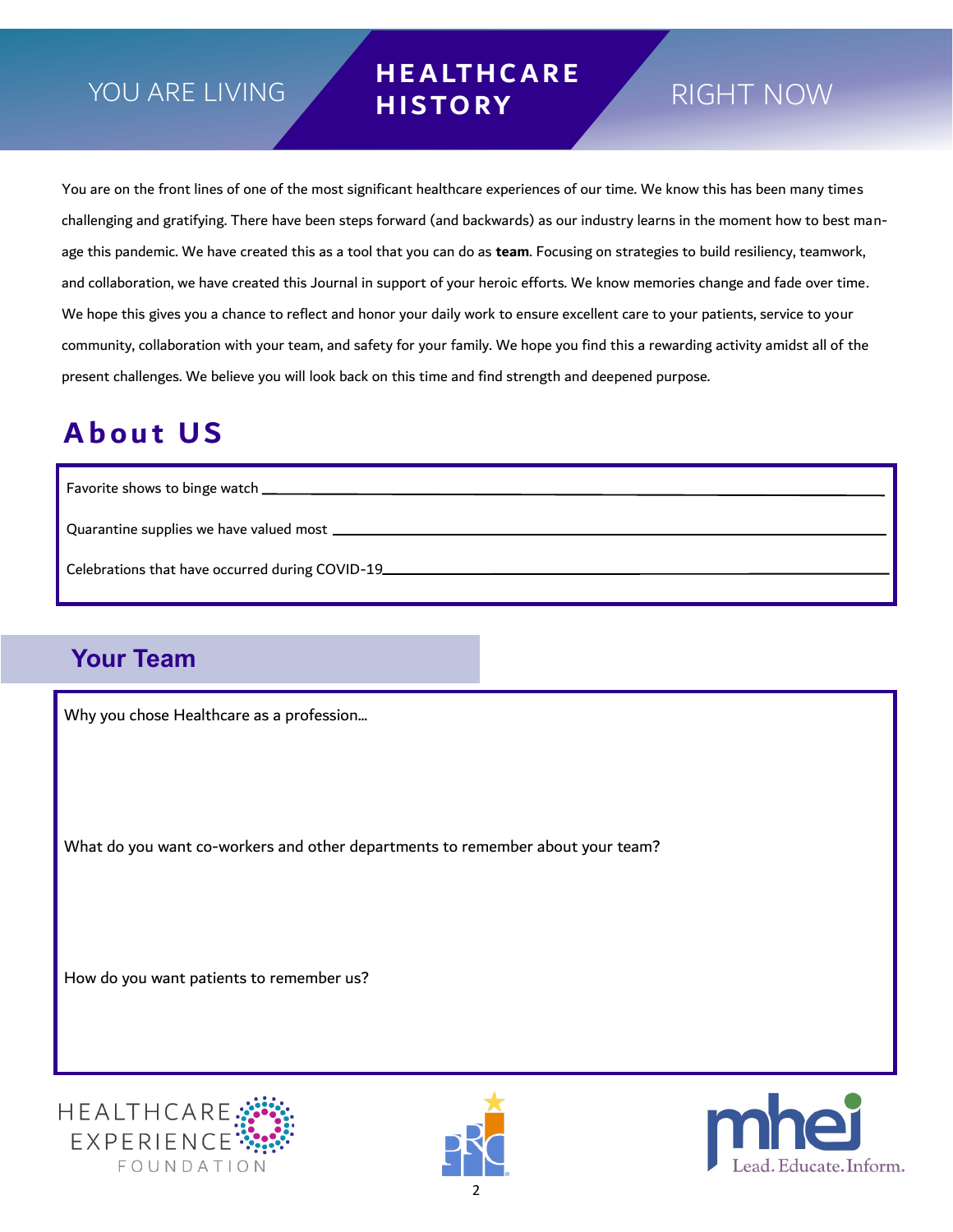# YOU ARE LIVING **HEALTHCARE HISTORY** RIGHT NOW

You are on the front lines of one of the most significant healthcare experiences of our time. We know this has been many times challenging and gratifying. There have been steps forward (and backwards) as our industry learns in the moment how to best manage this pandemic. We have created this as a tool that you can do as **team**. Focusing on strategies to build resiliency, teamwork, and collaboration, we have created this Journal in support of your heroic efforts. We know memories change and fade over time. We hope this gives you a chance to reflect and honor your daily work to ensure excellent care to your patients, service to your community, collaboration with your team, and safety for your family. We hope you find this a rewarding activity amidst all of the present challenges. We believe you will look back on this time and find strength and deepened purpose.

## About US

Favorite shows to binge watch ____________________

Quarantine supplies we have valued most ____________________

Celebrations that have occurred during COVID-19____________________

## Your Team

Why you chose Healthcare as a profession...

What do you want co-workers and other departments to remember about your team?

How do you want patients to remember us?

HEALTHCARE EXPERIENCE FOUNDATION

mhei Lead. Educate. Inform.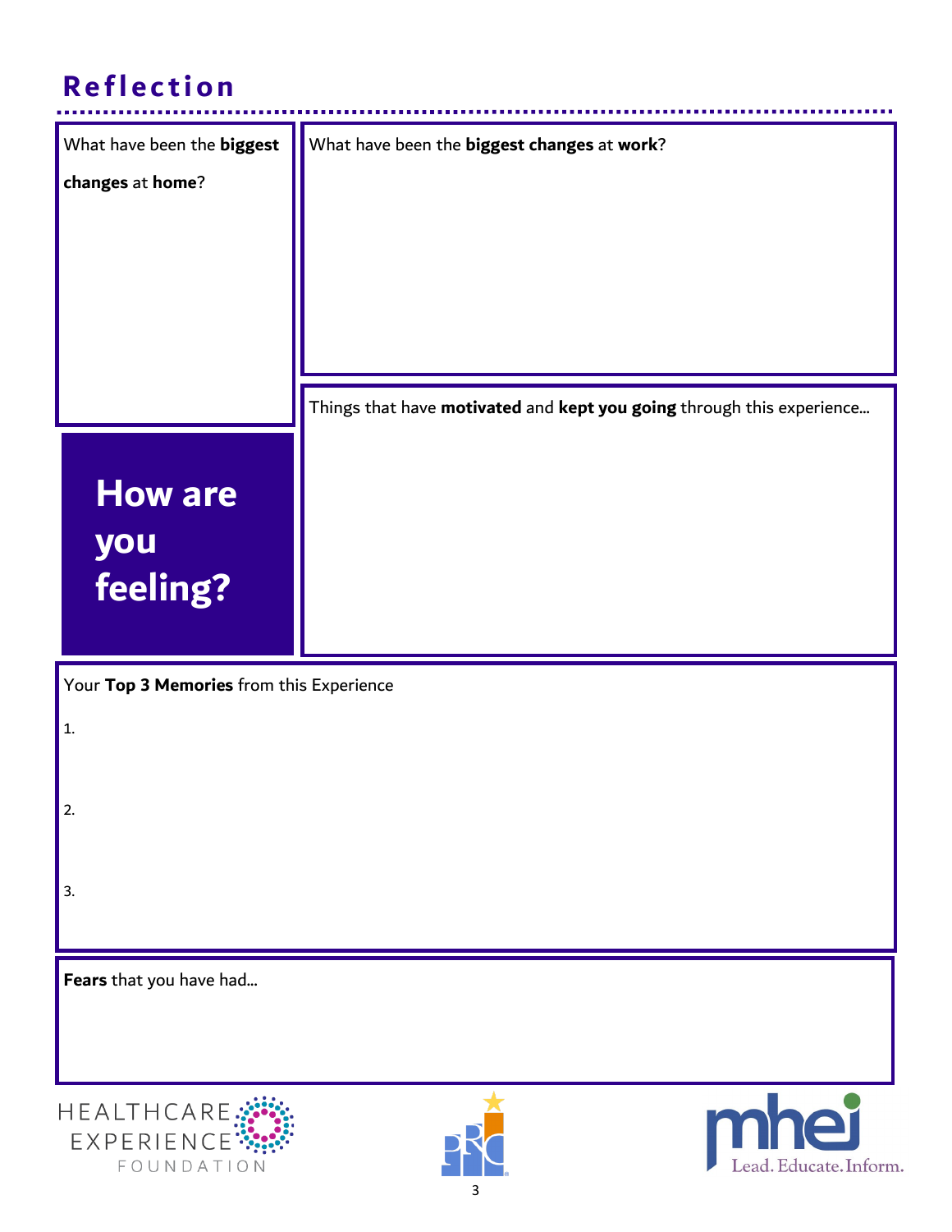# Reflection

What have been the **biggest changes** at **home**?

What have been the **biggest changes** at **work**?

Things that have **motivated** and **kept you going** through this experience…

## How are you feeling?

Your **Top 3 Memories** from this Experience

1.

2.

3.

**Fears** that you have had…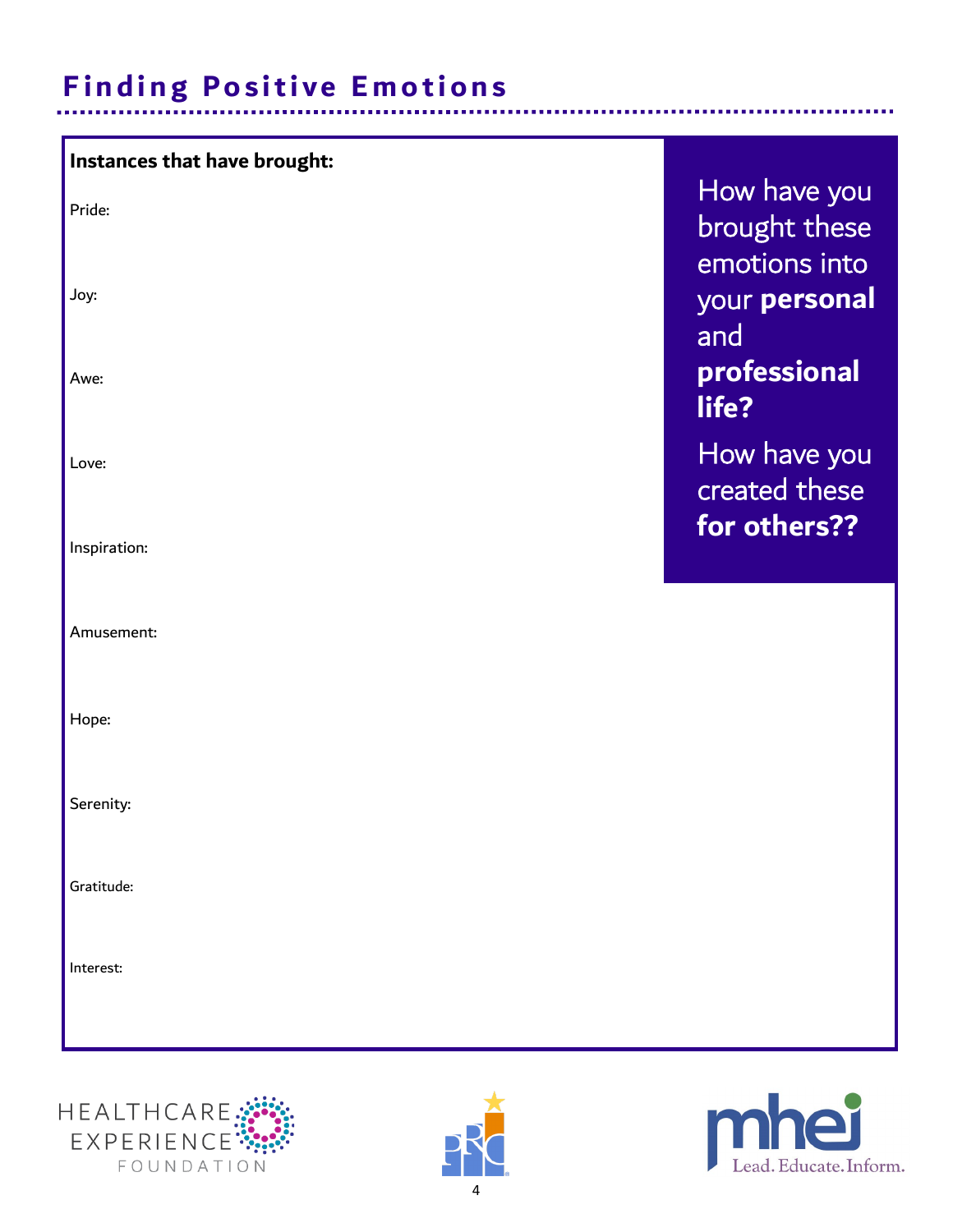## Finding Positive Emotions

**Instances that have brought:**

Pride:

Joy:

Awe:

Love:

Inspiration:

Amusement:

Hope:

Serenity:

Gratitude:

Interest:

How have you brought these emotions into your **personal** and **professional life?**

How have you created these **for others??**

HEALTHCARE EXPERIENCE FOUNDATION

mhei Lead. Educate. Inform.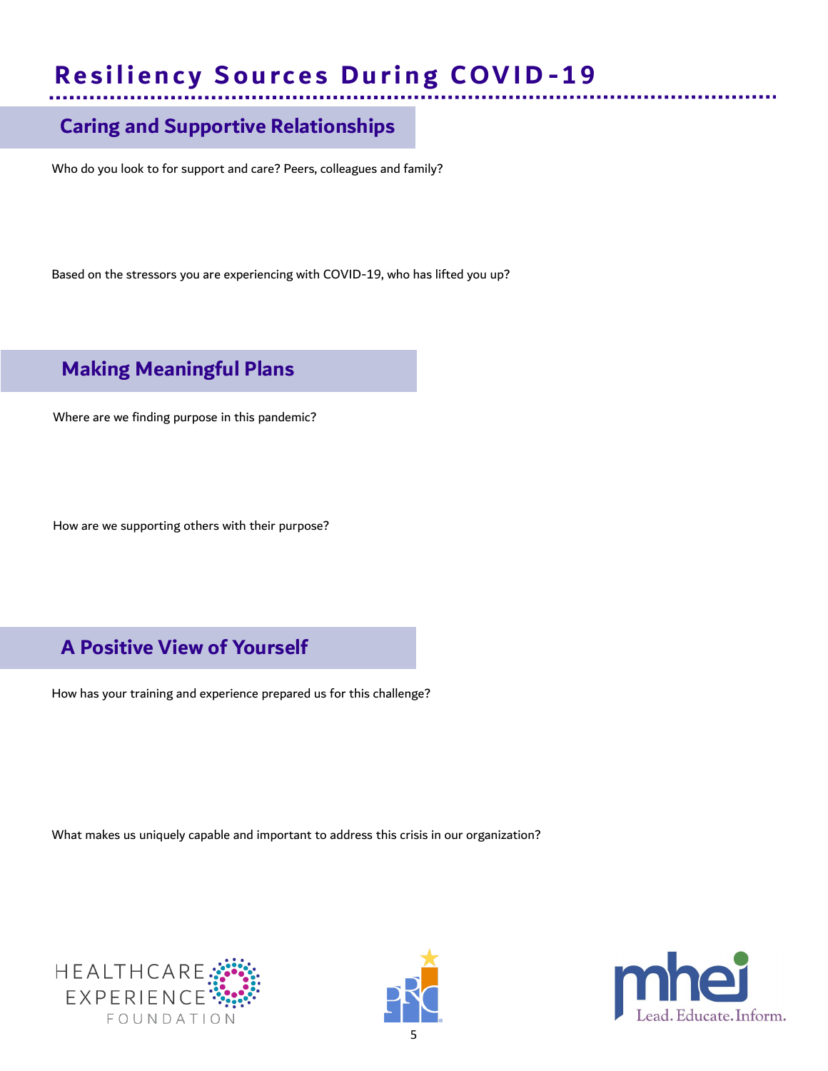# Resiliency Sources During COVID-19

## Caring and Supportive Relationships

Who do you look to for support and care? Peers, colleagues and family?

Based on the stressors you are experiencing with COVID-19, who has lifted you up?

## Making Meaningful Plans

Where are we finding purpose in this pandemic?

How are we supporting others with their purpose?

## A Positive View of Yourself

How has your training and experience prepared us for this challenge?

What makes us uniquely capable and important to address this crisis in our organization?

HEALTHCARE EXPERIENCE FOUNDATION

mhei Lead. Educate. Inform.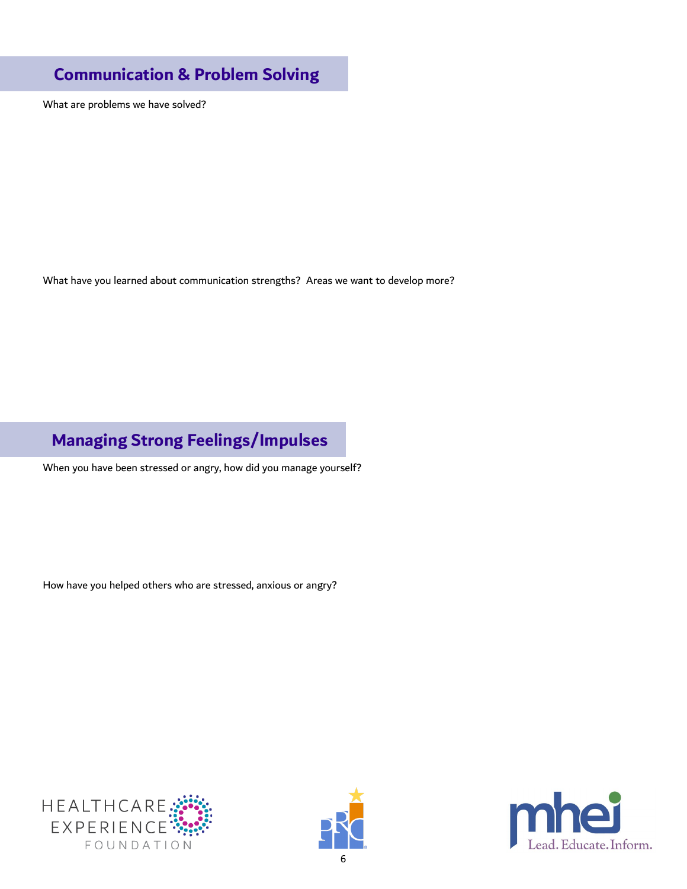## Communication & Problem Solving

What are problems we have solved?

What have you learned about communication strengths? Areas we want to develop more?

## Managing Strong Feelings/Impulses

When you have been stressed or angry, how did you manage yourself?

How have you helped others who are stressed, anxious or angry?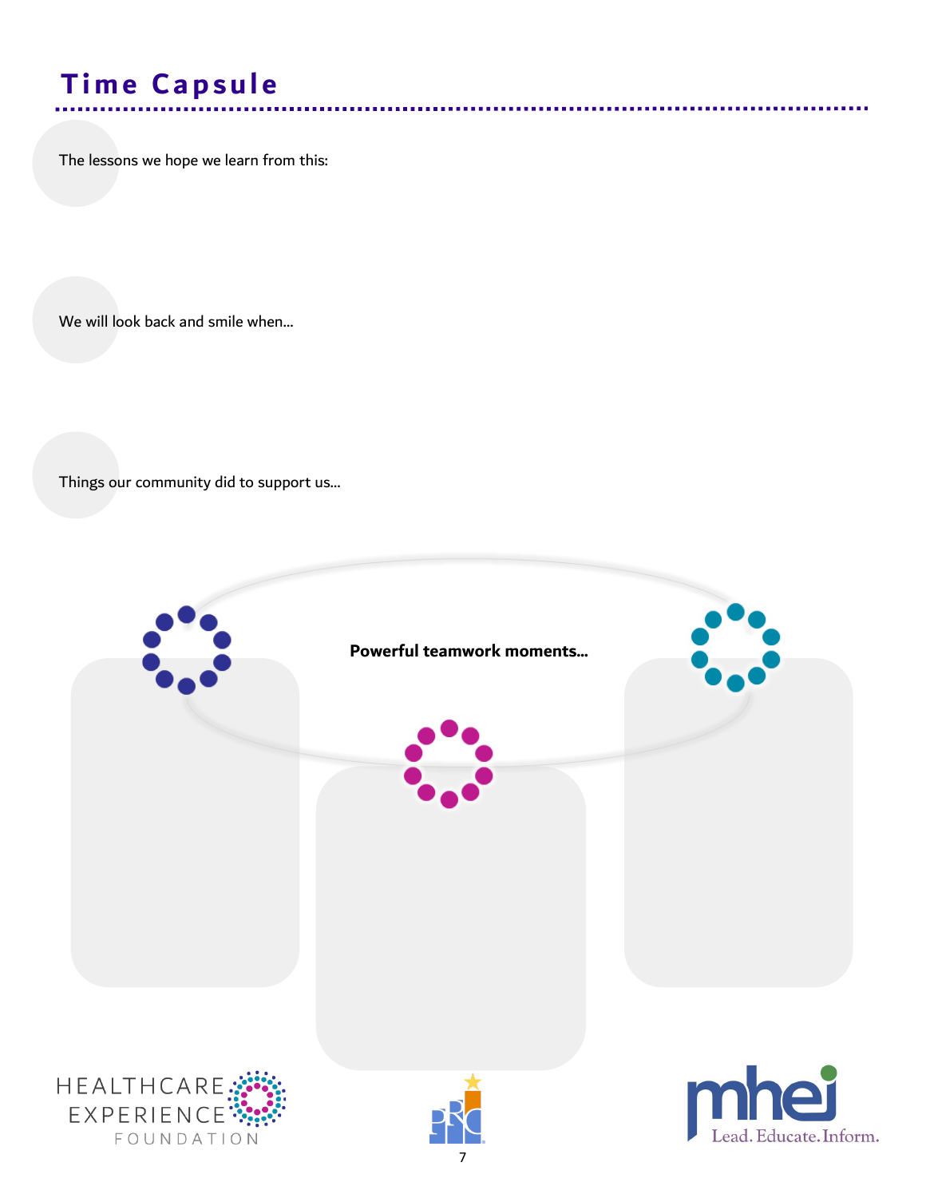# Time Capsule

The lessons we hope we learn from this:

We will look back and smile when...

Things our community did to support us...

**Powerful teamwork moments...**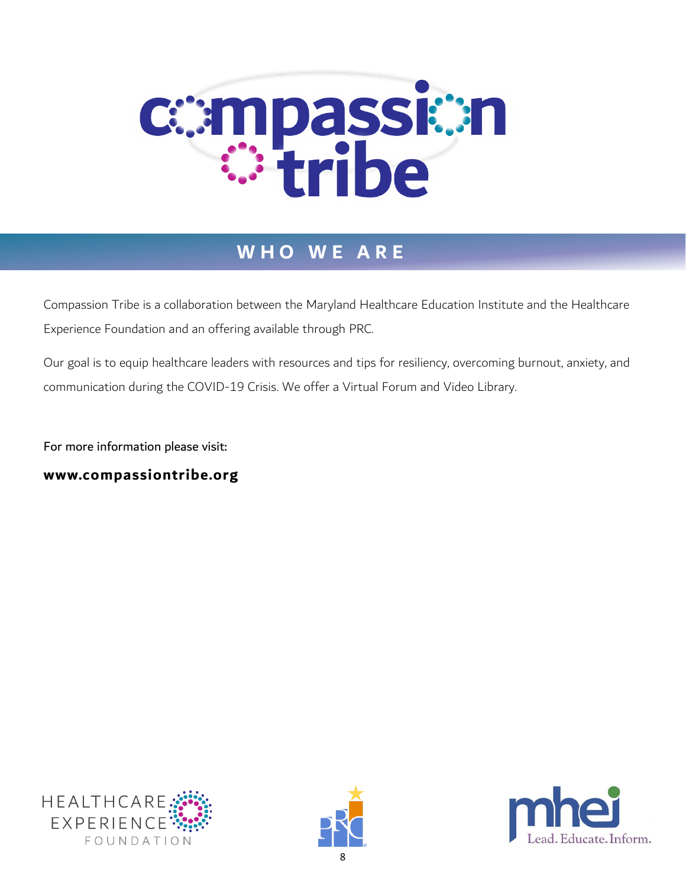# compassion tribe

## WHO WE ARE

Compassion Tribe is a collaboration between the Maryland Healthcare Education Institute and the Healthcare Experience Foundation and an offering available through PRC.

Our goal is to equip healthcare leaders with resources and tips for resiliency, overcoming burnout, anxiety, and communication during the COVID-19 Crisis. We offer a Virtual Forum and Video Library.

For more information please visit:

**www.compassiontribe.org**

HEALTHCARE EXPERIENCE FOUNDATION

PRC

mhei Lead. Educate. Inform.